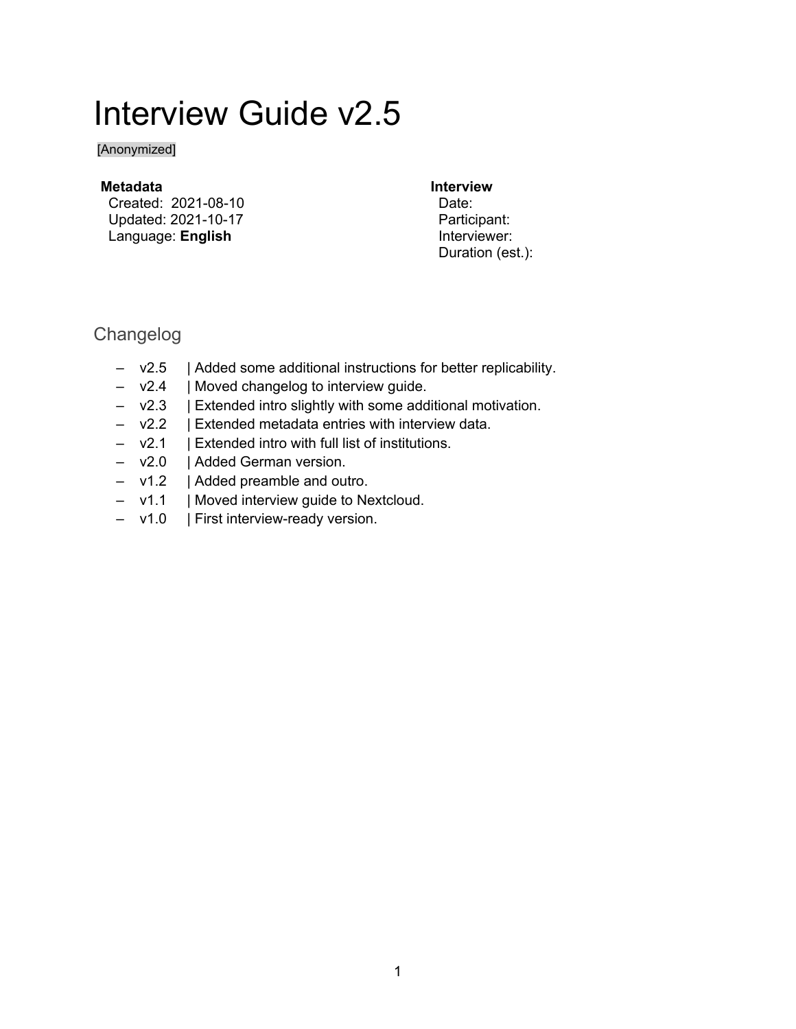# Interview Guide v2.5

[Anonymized]

**Metadata**
Created: 2021-08-10
Updated: 2021-10-17
Language: **English**

**Interview**
Date:
Participant:
Interviewer:
Duration (est.):

## Changelog

- v2.5 | Added some additional instructions for better replicability.
- v2.4 | Moved changelog to interview guide.
- v2.3 | Extended intro slightly with some additional motivation.
- v2.2 | Extended metadata entries with interview data.
- v2.1 | Extended intro with full list of institutions.
- v2.0 | Added German version.
- v1.2 | Added preamble and outro.
- v1.1 | Moved interview guide to Nextcloud.
- v1.0 | First interview-ready version.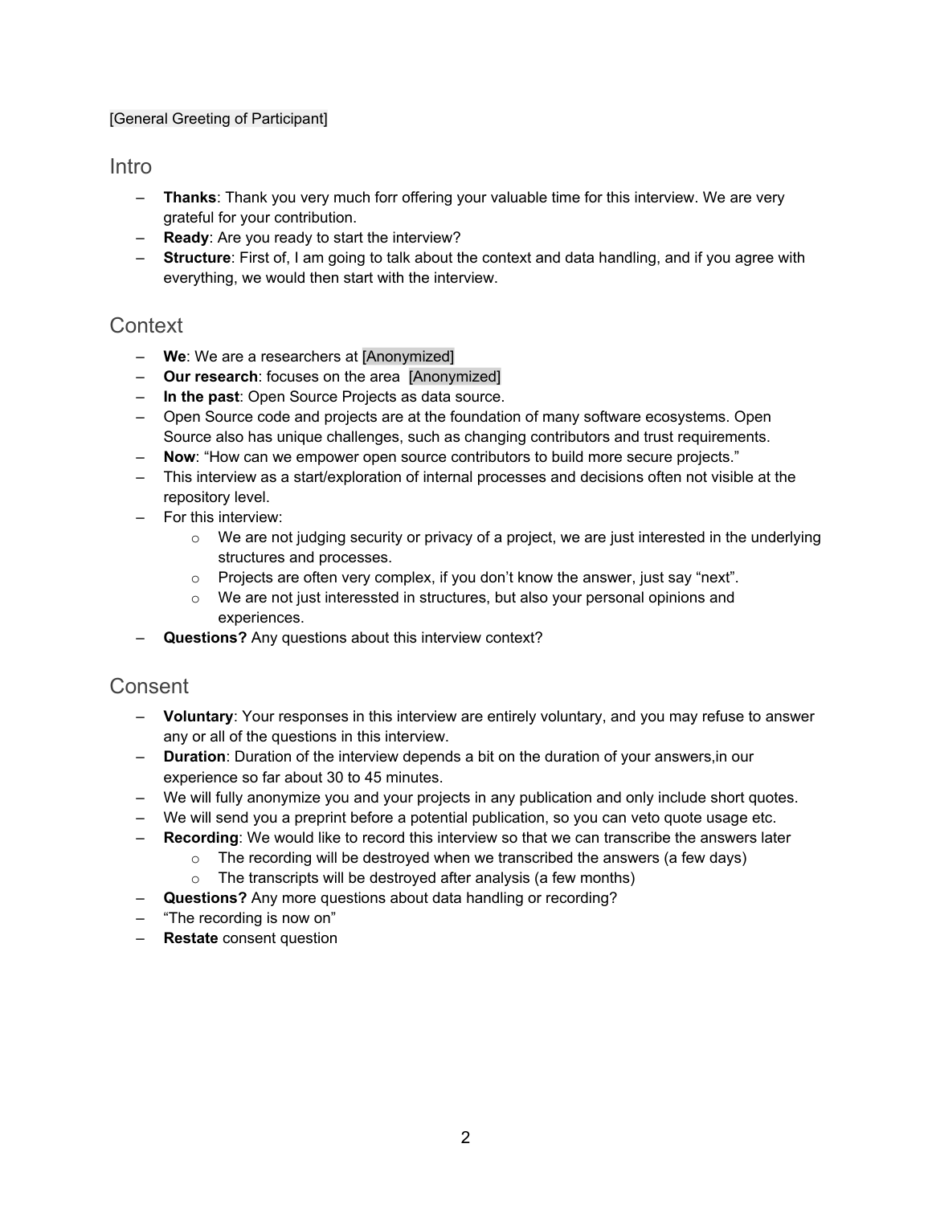[General Greeting of Participant]

## Intro

- **Thanks**: Thank you very much forr offering your valuable time for this interview. We are very grateful for your contribution.
- **Ready**: Are you ready to start the interview?
- **Structure**: First of, I am going to talk about the context and data handling, and if you agree with everything, we would then start with the interview.

## Context

- **We**: We are a researchers at [Anonymized]
- **Our research**: focuses on the area [Anonymized]
- **In the past**: Open Source Projects as data source.
- Open Source code and projects are at the foundation of many software ecosystems. Open Source also has unique challenges, such as changing contributors and trust requirements.
- **Now**: “How can we empower open source contributors to build more secure projects.”
- This interview as a start/exploration of internal processes and decisions often not visible at the repository level.
- For this interview:
  - We are not judging security or privacy of a project, we are just interested in the underlying structures and processes.
  - Projects are often very complex, if you don’t know the answer, just say “next”.
  - We are not just interessted in structures, but also your personal opinions and experiences.
- **Questions?** Any questions about this interview context?

## Consent

- **Voluntary**: Your responses in this interview are entirely voluntary, and you may refuse to answer any or all of the questions in this interview.
- **Duration**: Duration of the interview depends a bit on the duration of your answers,in our experience so far about 30 to 45 minutes.
- We will fully anonymize you and your projects in any publication and only include short quotes.
- We will send you a preprint before a potential publication, so you can veto quote usage etc.
- **Recording**: We would like to record this interview so that we can transcribe the answers later
  - The recording will be destroyed when we transcribed the answers (a few days)
  - The transcripts will be destroyed after analysis (a few months)
- **Questions?** Any more questions about data handling or recording?
- “The recording is now on”
- **Restate** consent question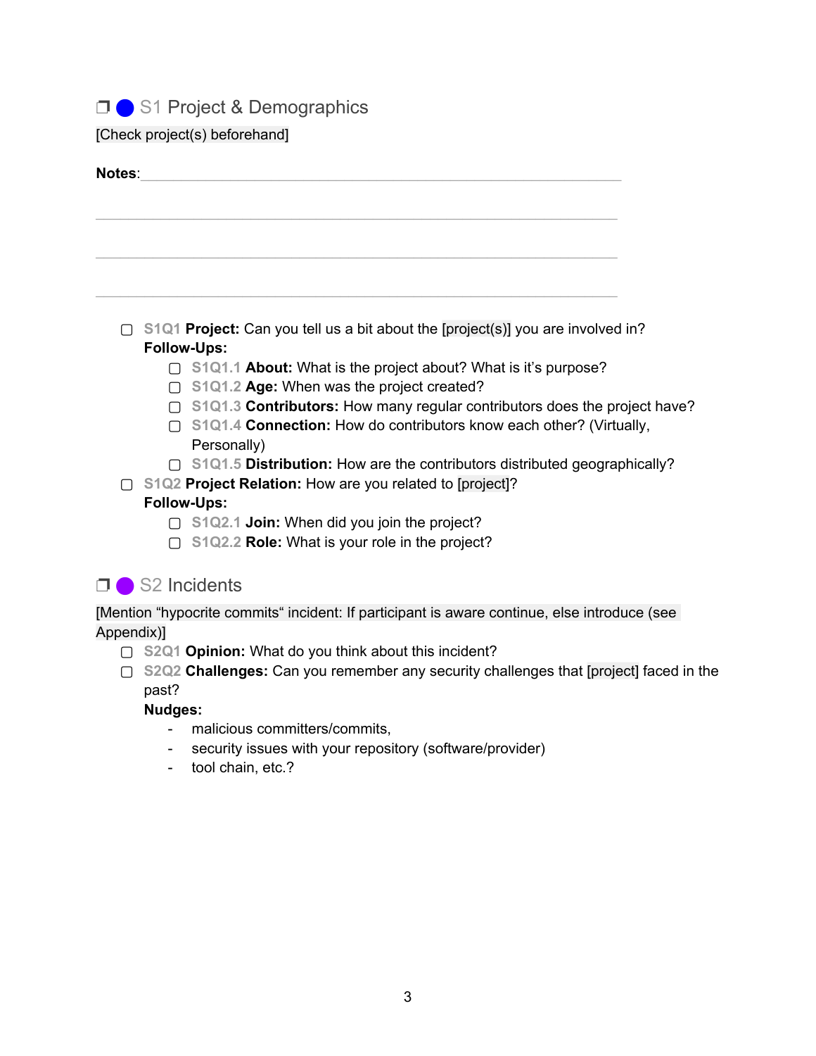## ❒ 🔵 S1 Project & Demographics

[Check project(s) beforehand]

**Notes**: ____________________________________________

____________________________________________

____________________________________________

____________________________________________

- ▢ S1Q1 **Project:** Can you tell us a bit about the [project(s)] you are involved in?
  **Follow-Ups:**
  - ▢ S1Q1.1 **About:** What is the project about? What is it's purpose?
  - ▢ S1Q1.2 **Age:** When was the project created?
  - ▢ S1Q1.3 **Contributors:** How many regular contributors does the project have?
  - ▢ S1Q1.4 **Connection:** How do contributors know each other? (Virtually, Personally)
  - ▢ S1Q1.5 **Distribution:** How are the contributors distributed geographically?
- ▢ S1Q2 **Project Relation:** How are you related to [project]?
  **Follow-Ups:**
  - ▢ S1Q2.1 **Join:** When did you join the project?
  - ▢ S1Q2.2 **Role:** What is your role in the project?

## ❒ 🟣 S2 Incidents

[Mention "hypocrite commits" incident: If participant is aware continue, else introduce (see Appendix)]

- ▢ S2Q1 **Opinion:** What do you think about this incident?
- ▢ S2Q2 **Challenges:** Can you remember any security challenges that [project] faced in the past?
  **Nudges:**
  - malicious committers/commits,
  - security issues with your repository (software/provider)
  - tool chain, etc.?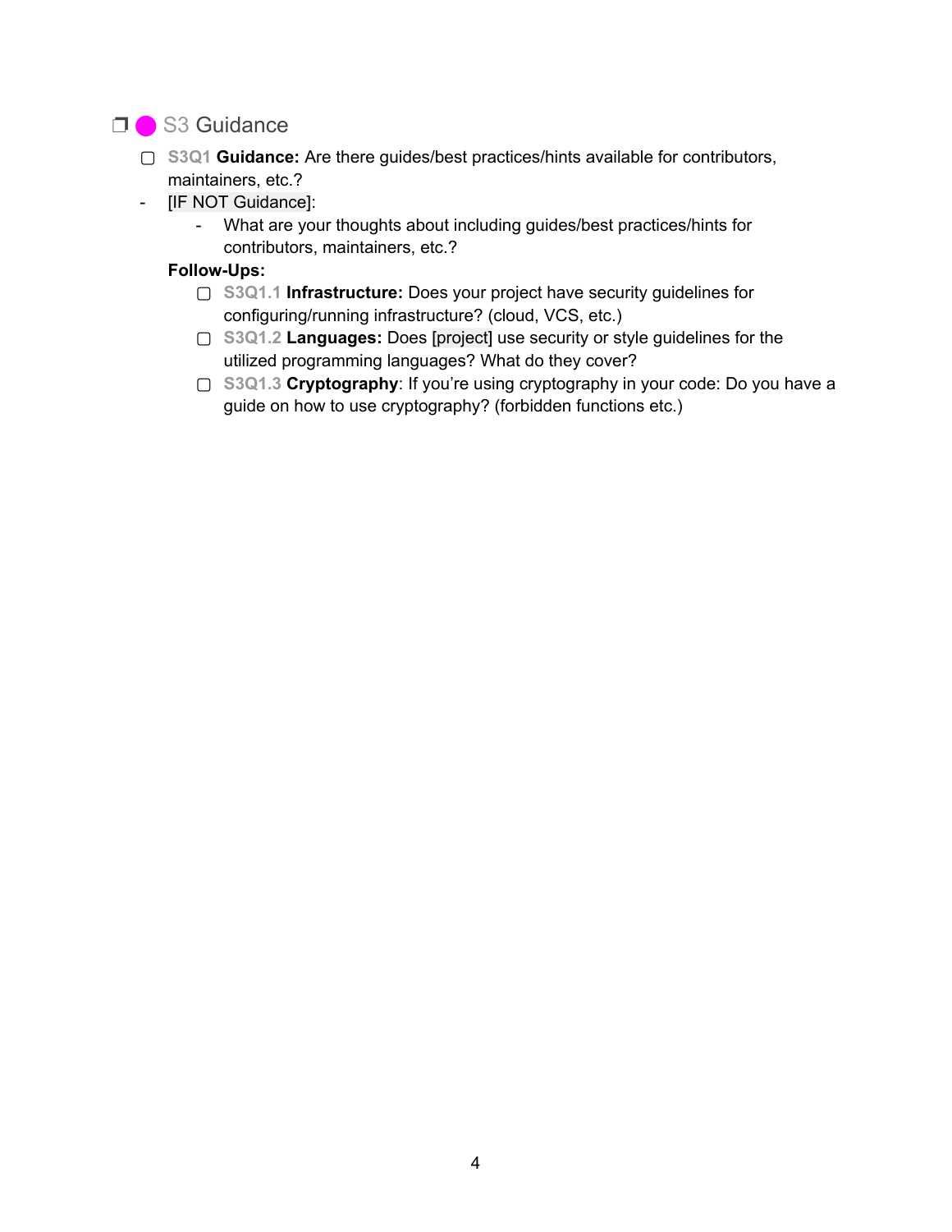## ❒ ● S3 Guidance

- ▢ **S3Q1** **Guidance:** Are there guides/best practices/hints available for contributors, maintainers, etc.?
- [IF NOT Guidance]:
  - What are your thoughts about including guides/best practices/hints for contributors, maintainers, etc.?

  **Follow-Ups:**
  - ▢ **S3Q1.1** **Infrastructure:** Does your project have security guidelines for configuring/running infrastructure? (cloud, VCS, etc.)
  - ▢ **S3Q1.2** **Languages:** Does [project] use security or style guidelines for the utilized programming languages? What do they cover?
  - ▢ **S3Q1.3** **Cryptography**: If you're using cryptography in your code: Do you have a guide on how to use cryptography? (forbidden functions etc.)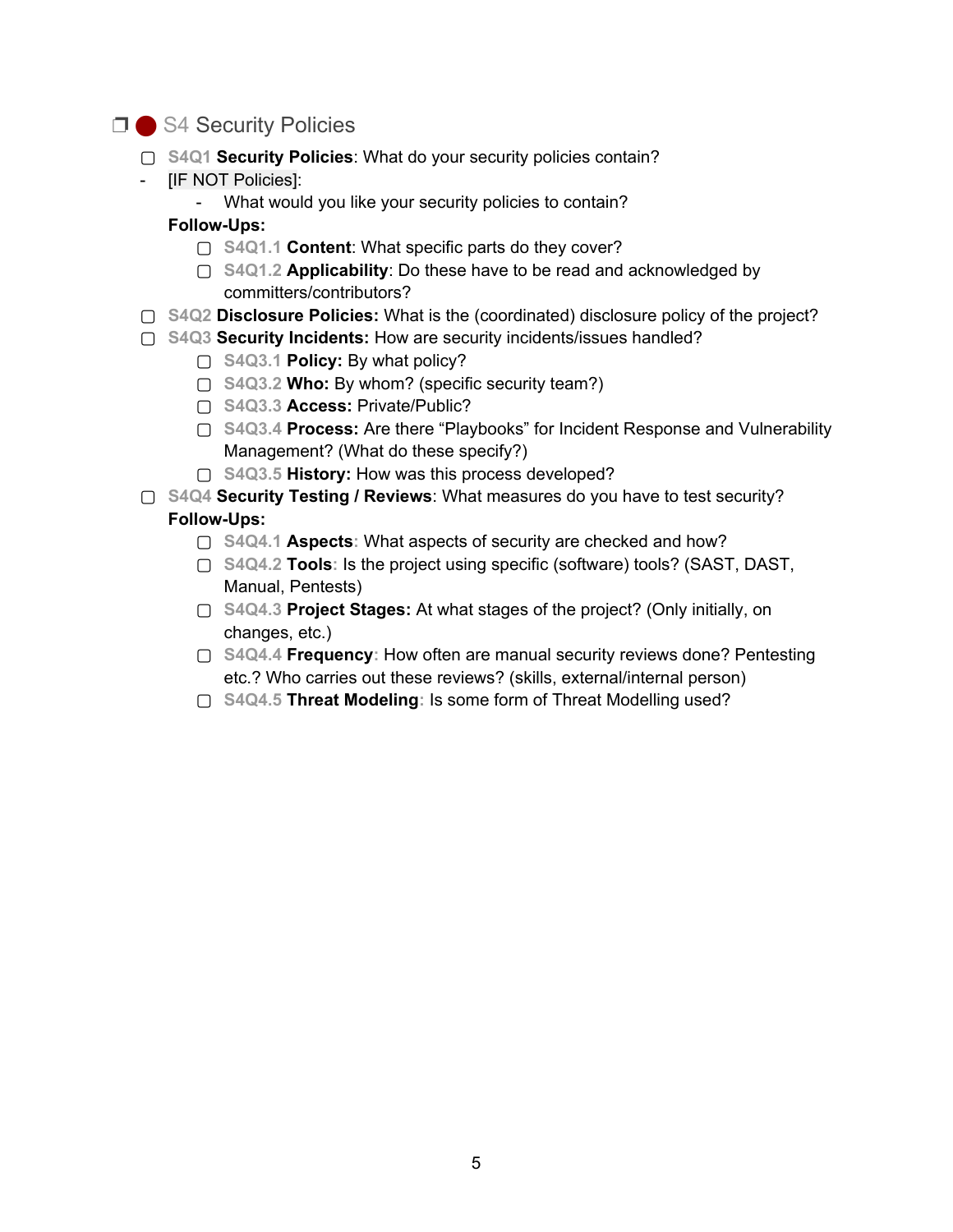## ❐ 🔴 S4 Security Policies

- ▢ S4Q1 **Security Policies**: What do your security policies contain?
- [IF NOT Policies]:
  - What would you like your security policies to contain?

  **Follow-Ups:**
  - ▢ S4Q1.1 **Content**: What specific parts do they cover?
  - ▢ S4Q1.2 **Applicability**: Do these have to be read and acknowledged by committers/contributors?
- ▢ S4Q2 **Disclosure Policies:** What is the (coordinated) disclosure policy of the project?
- ▢ S4Q3 **Security Incidents:** How are security incidents/issues handled?
  - ▢ S4Q3.1 **Policy:** By what policy?
  - ▢ S4Q3.2 **Who:** By whom? (specific security team?)
  - ▢ S4Q3.3 **Access:** Private/Public?
  - ▢ S4Q3.4 **Process:** Are there “Playbooks” for Incident Response and Vulnerability Management? (What do these specify?)
  - ▢ S4Q3.5 **History:** How was this process developed?
- ▢ S4Q4 **Security Testing / Reviews**: What measures do you have to test security?

  **Follow-Ups:**
  - ▢ S4Q4.1 **Aspects**: What aspects of security are checked and how?
  - ▢ S4Q4.2 **Tools**: Is the project using specific (software) tools? (SAST, DAST, Manual, Pentests)
  - ▢ S4Q4.3 **Project Stages:** At what stages of the project? (Only initially, on changes, etc.)
  - ▢ S4Q4.4 **Frequency**: How often are manual security reviews done? Pentesting etc.? Who carries out these reviews? (skills, external/internal person)
  - ▢ S4Q4.5 **Threat Modeling**: Is some form of Threat Modelling used?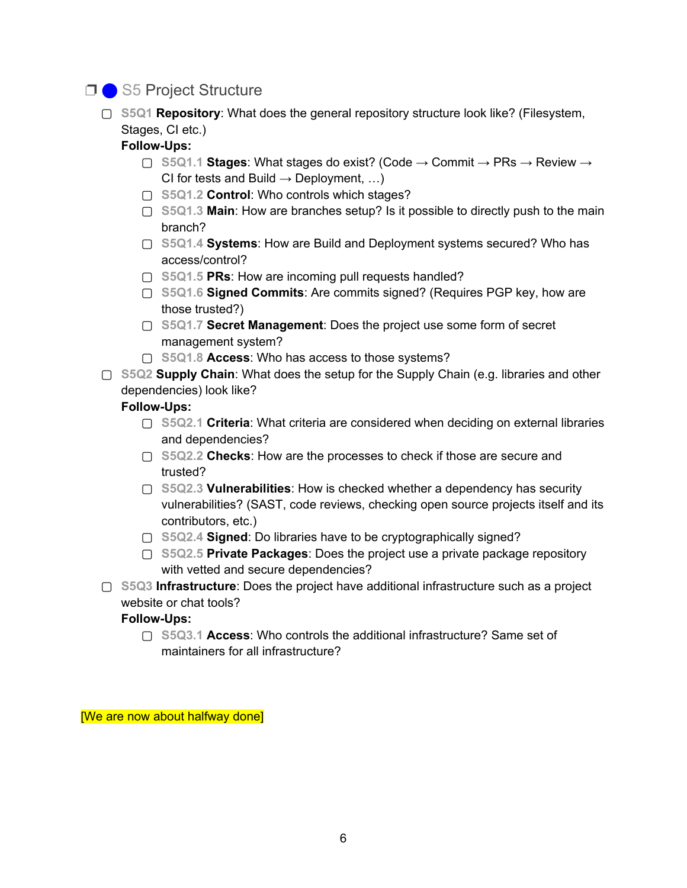## S5 Project Structure

- S5Q1 **Repository**: What does the general repository structure look like? (Filesystem, Stages, CI etc.)
  **Follow-Ups:**
  - S5Q1.1 **Stages**: What stages do exist? (Code → Commit → PRs → Review → CI for tests and Build → Deployment, …)
  - S5Q1.2 **Control**: Who controls which stages?
  - S5Q1.3 **Main**: How are branches setup? Is it possible to directly push to the main branch?
  - S5Q1.4 **Systems**: How are Build and Deployment systems secured? Who has access/control?
  - S5Q1.5 **PRs**: How are incoming pull requests handled?
  - S5Q1.6 **Signed Commits**: Are commits signed? (Requires PGP key, how are those trusted?)
  - S5Q1.7 **Secret Management**: Does the project use some form of secret management system?
  - S5Q1.8 **Access**: Who has access to those systems?
- S5Q2 **Supply Chain**: What does the setup for the Supply Chain (e.g. libraries and other dependencies) look like?
  **Follow-Ups:**
  - S5Q2.1 **Criteria**: What criteria are considered when deciding on external libraries and dependencies?
  - S5Q2.2 **Checks**: How are the processes to check if those are secure and trusted?
  - S5Q2.3 **Vulnerabilities**: How is checked whether a dependency has security vulnerabilities? (SAST, code reviews, checking open source projects itself and its contributors, etc.)
  - S5Q2.4 **Signed**: Do libraries have to be cryptographically signed?
  - S5Q2.5 **Private Packages**: Does the project use a private package repository with vetted and secure dependencies?
- S5Q3 **Infrastructure**: Does the project have additional infrastructure such as a project website or chat tools?
  **Follow-Ups:**
  - S5Q3.1 **Access**: Who controls the additional infrastructure? Same set of maintainers for all infrastructure?

[We are now about halfway done]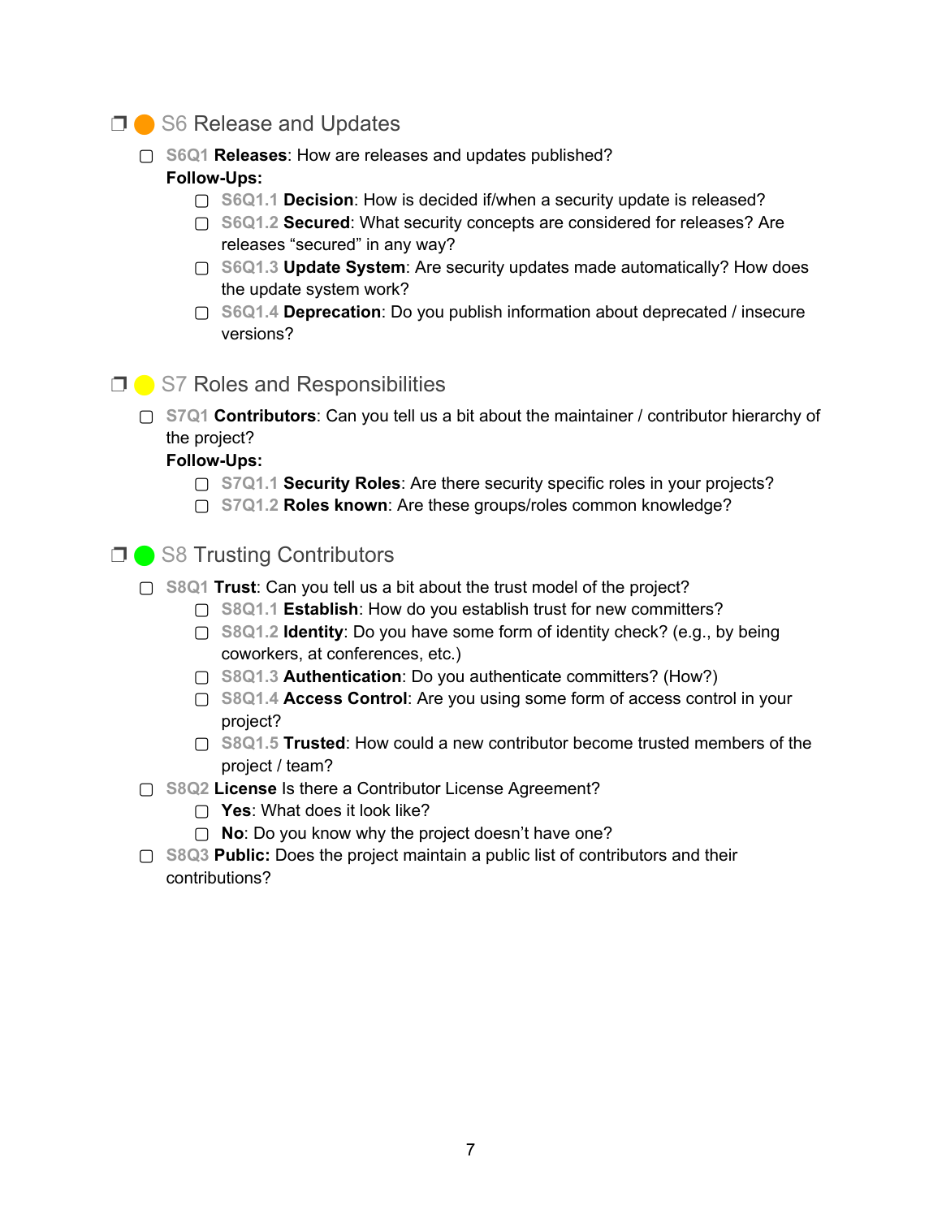## ❒ 🟠 S6 Release and Updates

- ▢ **S6Q1 Releases**: How are releases and updates published?
  
  **Follow-Ups:**
  - ▢ S6Q1.1 **Decision**: How is decided if/when a security update is released?
  - ▢ S6Q1.2 **Secured**: What security concepts are considered for releases? Are releases “secured” in any way?
  - ▢ S6Q1.3 **Update System**: Are security updates made automatically? How does the update system work?
  - ▢ S6Q1.4 **Deprecation**: Do you publish information about deprecated / insecure versions?

## ❒ 🟡 S7 Roles and Responsibilities

- ▢ **S7Q1 Contributors**: Can you tell us a bit about the maintainer / contributor hierarchy of the project?
  
  **Follow-Ups:**
  - ▢ S7Q1.1 **Security Roles**: Are there security specific roles in your projects?
  - ▢ S7Q1.2 **Roles known**: Are these groups/roles common knowledge?

## ❒ 🟢 S8 Trusting Contributors

- ▢ **S8Q1 Trust**: Can you tell us a bit about the trust model of the project?
  - ▢ S8Q1.1 **Establish**: How do you establish trust for new committers?
  - ▢ S8Q1.2 **Identity**: Do you have some form of identity check? (e.g., by being coworkers, at conferences, etc.)
  - ▢ S8Q1.3 **Authentication**: Do you authenticate committers? (How?)
  - ▢ S8Q1.4 **Access Control**: Are you using some form of access control in your project?
  - ▢ S8Q1.5 **Trusted**: How could a new contributor become trusted members of the project / team?
- ▢ **S8Q2 License** Is there a Contributor License Agreement?
  - ▢ **Yes**: What does it look like?
  - ▢ **No**: Do you know why the project doesn’t have one?
- ▢ **S8Q3 Public:** Does the project maintain a public list of contributors and their contributions?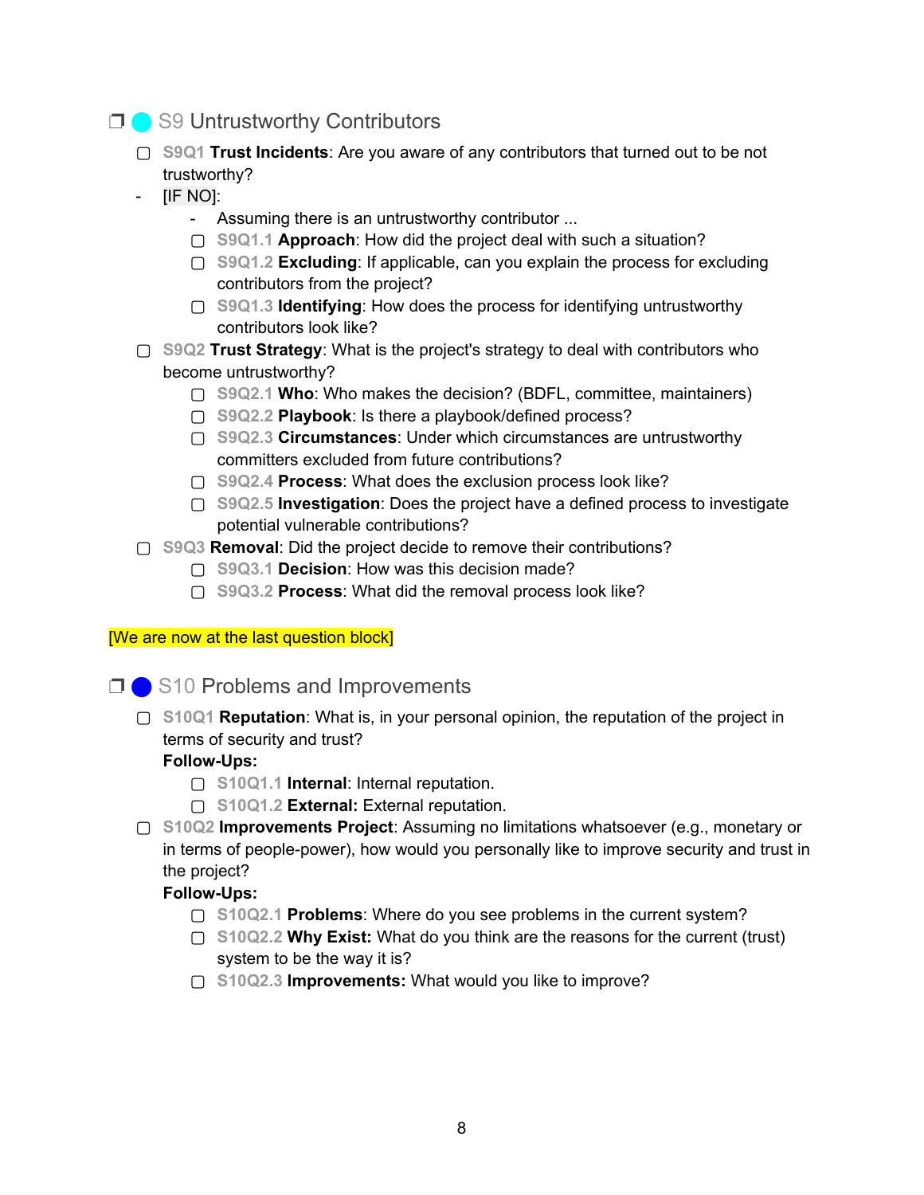## ❒ 🔵 S9 Untrustworthy Contributors

- ▢ **S9Q1** **Trust Incidents**: Are you aware of any contributors that turned out to be not trustworthy?
- [IF NO]:
  - Assuming there is an untrustworthy contributor ...
  - ▢ **S9Q1.1** **Approach**: How did the project deal with such a situation?
  - ▢ **S9Q1.2** **Excluding**: If applicable, can you explain the process for excluding contributors from the project?
  - ▢ **S9Q1.3** **Identifying**: How does the process for identifying untrustworthy contributors look like?
- ▢ **S9Q2** **Trust Strategy**: What is the project's strategy to deal with contributors who become untrustworthy?
  - ▢ **S9Q2.1** **Who**: Who makes the decision? (BDFL, committee, maintainers)
  - ▢ **S9Q2.2** **Playbook**: Is there a playbook/defined process?
  - ▢ **S9Q2.3** **Circumstances**: Under which circumstances are untrustworthy committers excluded from future contributions?
  - ▢ **S9Q2.4** **Process**: What does the exclusion process look like?
  - ▢ **S9Q2.5** **Investigation**: Does the project have a defined process to investigate potential vulnerable contributions?
- ▢ **S9Q3** **Removal**: Did the project decide to remove their contributions?
  - ▢ **S9Q3.1** **Decision**: How was this decision made?
  - ▢ **S9Q3.2** **Process**: What did the removal process look like?

[We are now at the last question block]

## ❒ 🔵 S10 Problems and Improvements

- ▢ **S10Q1** **Reputation**: What is, in your personal opinion, the reputation of the project in terms of security and trust?

  **Follow-Ups:**
  - ▢ **S10Q1.1** **Internal**: Internal reputation.
  - ▢ **S10Q1.2** **External:** External reputation.
- ▢ **S10Q2** **Improvements Project**: Assuming no limitations whatsoever (e.g., monetary or in terms of people-power), how would you personally like to improve security and trust in the project?

  **Follow-Ups:**
  - ▢ **S10Q2.1** **Problems**: Where do you see problems in the current system?
  - ▢ **S10Q2.2** **Why Exist:** What do you think are the reasons for the current (trust) system to be the way it is?
  - ▢ **S10Q2.3** **Improvements:** What would you like to improve?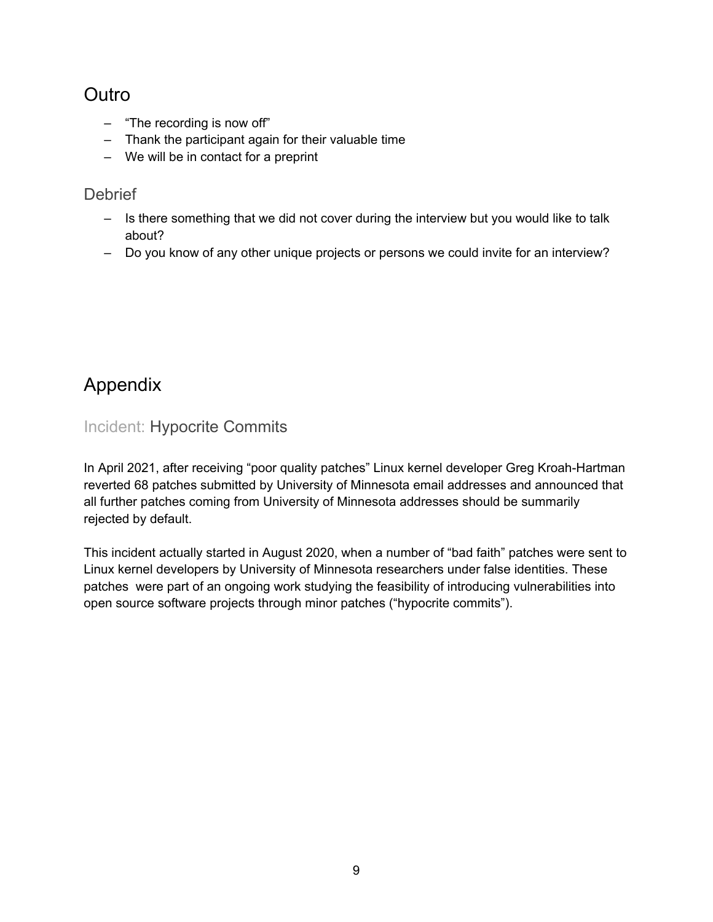## Outro

- "The recording is now off"
- Thank the participant again for their valuable time
- We will be in contact for a preprint

### Debrief

- Is there something that we did not cover during the interview but you would like to talk about?
- Do you know of any other unique projects or persons we could invite for an interview?

## Appendix

### Incident: Hypocrite Commits

In April 2021, after receiving "poor quality patches" Linux kernel developer Greg Kroah-Hartman reverted 68 patches submitted by University of Minnesota email addresses and announced that all further patches coming from University of Minnesota addresses should be summarily rejected by default.

This incident actually started in August 2020, when a number of "bad faith" patches were sent to Linux kernel developers by University of Minnesota researchers under false identities. These patches were part of an ongoing work studying the feasibility of introducing vulnerabilities into open source software projects through minor patches ("hypocrite commits").